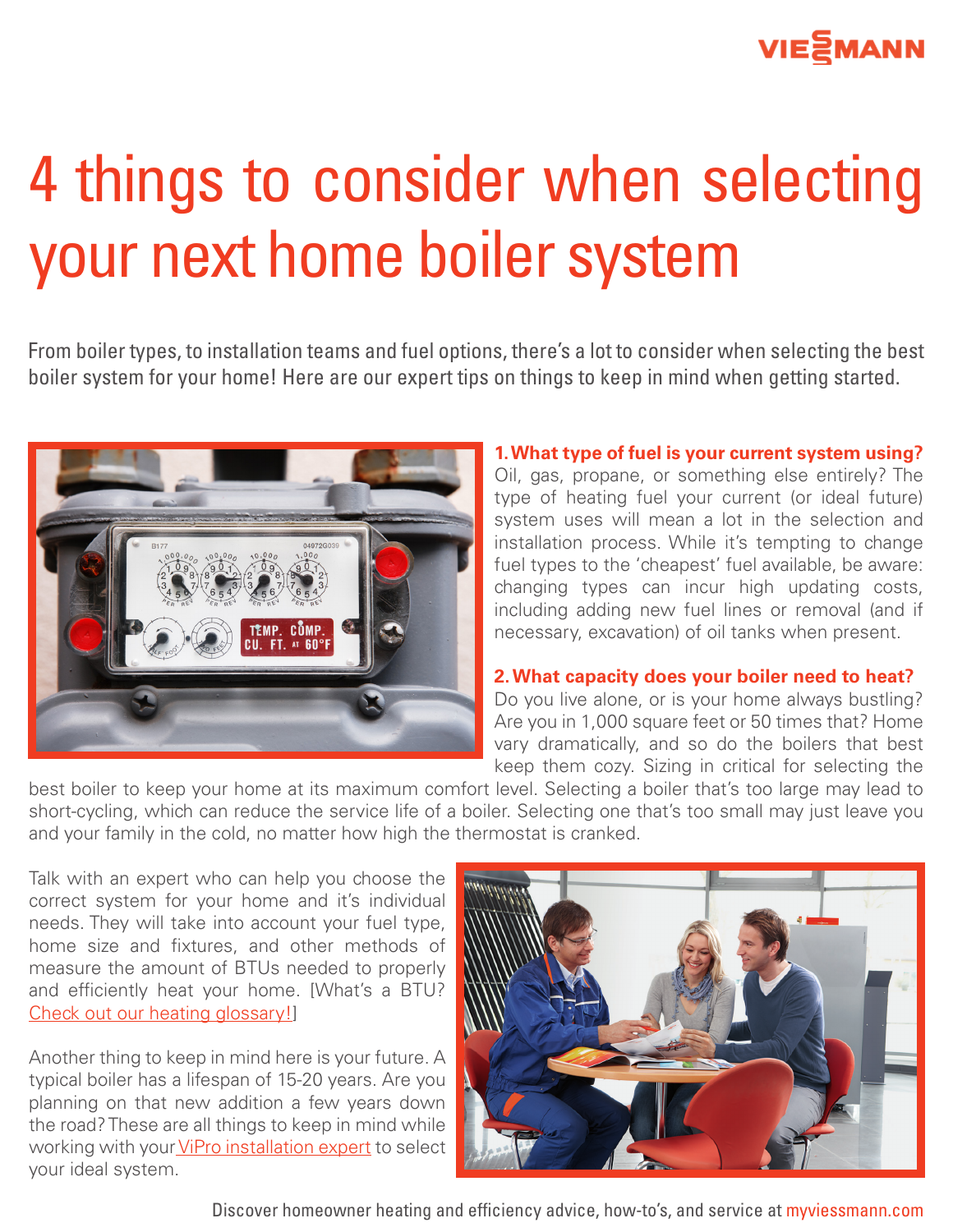# 4 things to consider when selecting your next home boiler system

From boiler types, to installation teams and fuel options, there's a lot to consider when selecting the best boiler system for your home! Here are our expert tips on things to keep in mind when getting started.

**1. What type of fuel is your current system using?**

Oil, gas, propane, or something else entirely? The type of heating fuel your current (or ideal future) system uses will mean a lot in the selection and installation process. While it's tempting to change fuel types to the 'cheapest' fuel available, be aware: changing types can incur high updating costs, including adding new fuel lines or removal (and if necessary, excavation) of oil tanks when present.

**2. What capacity does your boiler need to heat?**

Do you live alone, or is your home always bustling? Are you in 1,000 square feet or 50 times that? Home vary dramatically, and so do the boilers that best keep them cozy. Sizing in critical for selecting the best boiler to keep your home at its maximum comfort level. Selecting a boiler that's too large may lead to short-cycling, which can reduce the service life of a boiler. Selecting one that's too small may just leave you and your family in the cold, no matter how high the thermostat is cranked.

Talk with an expert who can help you choose the correct system for your home and it's individual needs. They will take into account your fuel type, home size and fixtures, and other methods of measure the amount of BTUs needed to properly and efficiently heat your home. [What's a BTU? Check out our heating glossary!]

Another thing to keep in mind here is your future. A typical boiler has a lifespan of 15-20 years. Are you planning on that new addition a few years down the road? These are all things to keep in mind while working with your ViPro installation expert to select your ideal system.

Discover homeowner heating and efficiency advice, how-to's, and service at myviessmann.com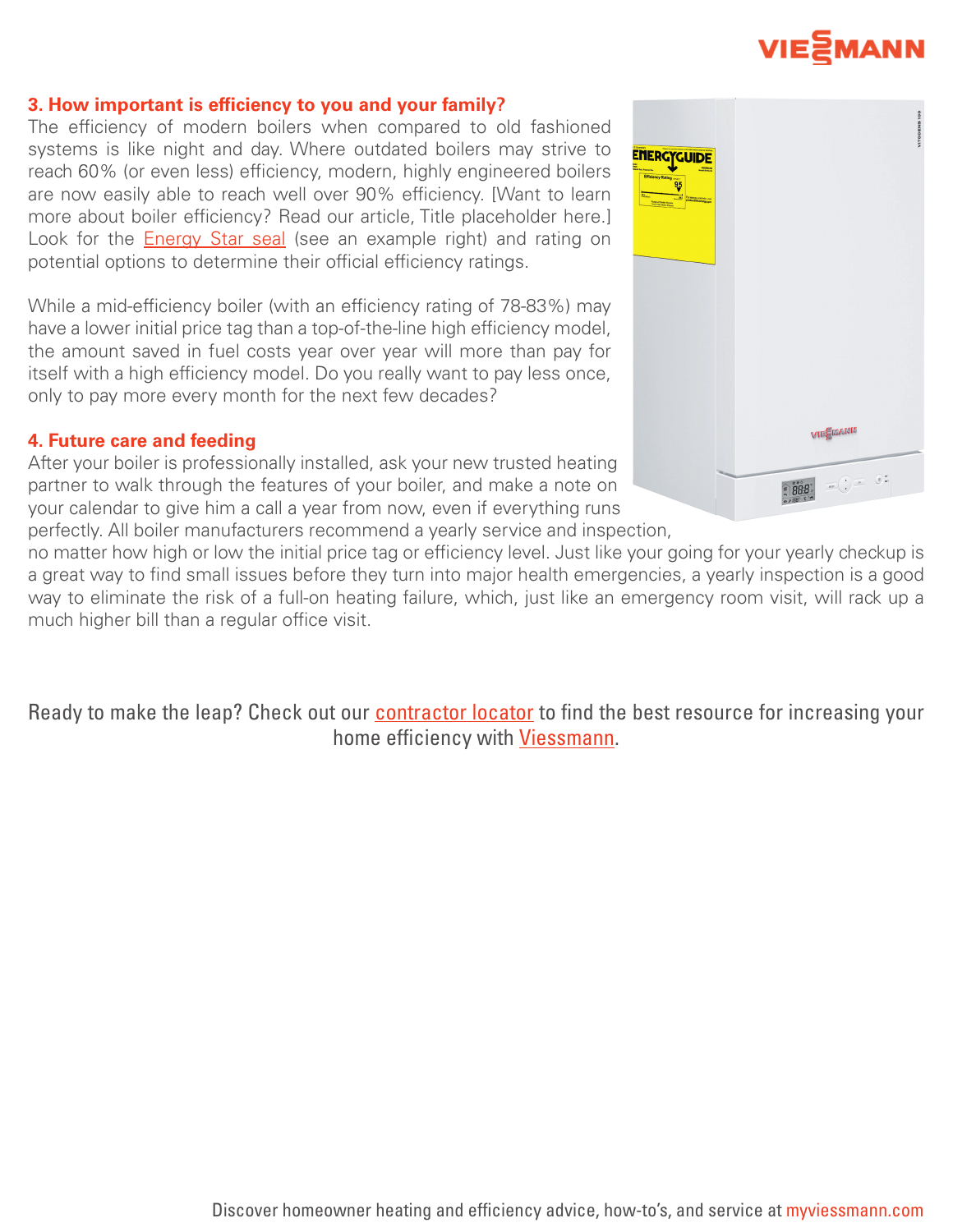### 3. How important is efficiency to you and your family?

The efficiency of modern boilers when compared to old fashioned systems is like night and day. Where outdated boilers may strive to reach 60% (or even less) efficiency, modern, highly engineered boilers are now easily able to reach well over 90% efficiency. [Want to learn more about boiler efficiency? Read our article, Title placeholder here.] Look for the Energy Star seal (see an example right) and rating on potential options to determine their official efficiency ratings.

While a mid-efficiency boiler (with an efficiency rating of 78-83%) may have a lower initial price tag than a top-of-the-line high efficiency model, the amount saved in fuel costs year over year will more than pay for itself with a high efficiency model. Do you really want to pay less once, only to pay more every month for the next few decades?

### 4. Future care and feeding

After your boiler is professionally installed, ask your new trusted heating partner to walk through the features of your boiler, and make a note on your calendar to give him a call a year from now, even if everything runs perfectly. All boiler manufacturers recommend a yearly service and inspection, no matter how high or low the initial price tag or efficiency level. Just like your going for your yearly checkup is a great way to find small issues before they turn into major health emergencies, a yearly inspection is a good way to eliminate the risk of a full-on heating failure, which, just like an emergency room visit, will rack up a much higher bill than a regular office visit.

Ready to make the leap? Check out our contractor locator to find the best resource for increasing your home efficiency with Viessmann.

Discover homeowner heating and efficiency advice, how-to's, and service at myviessmann.com